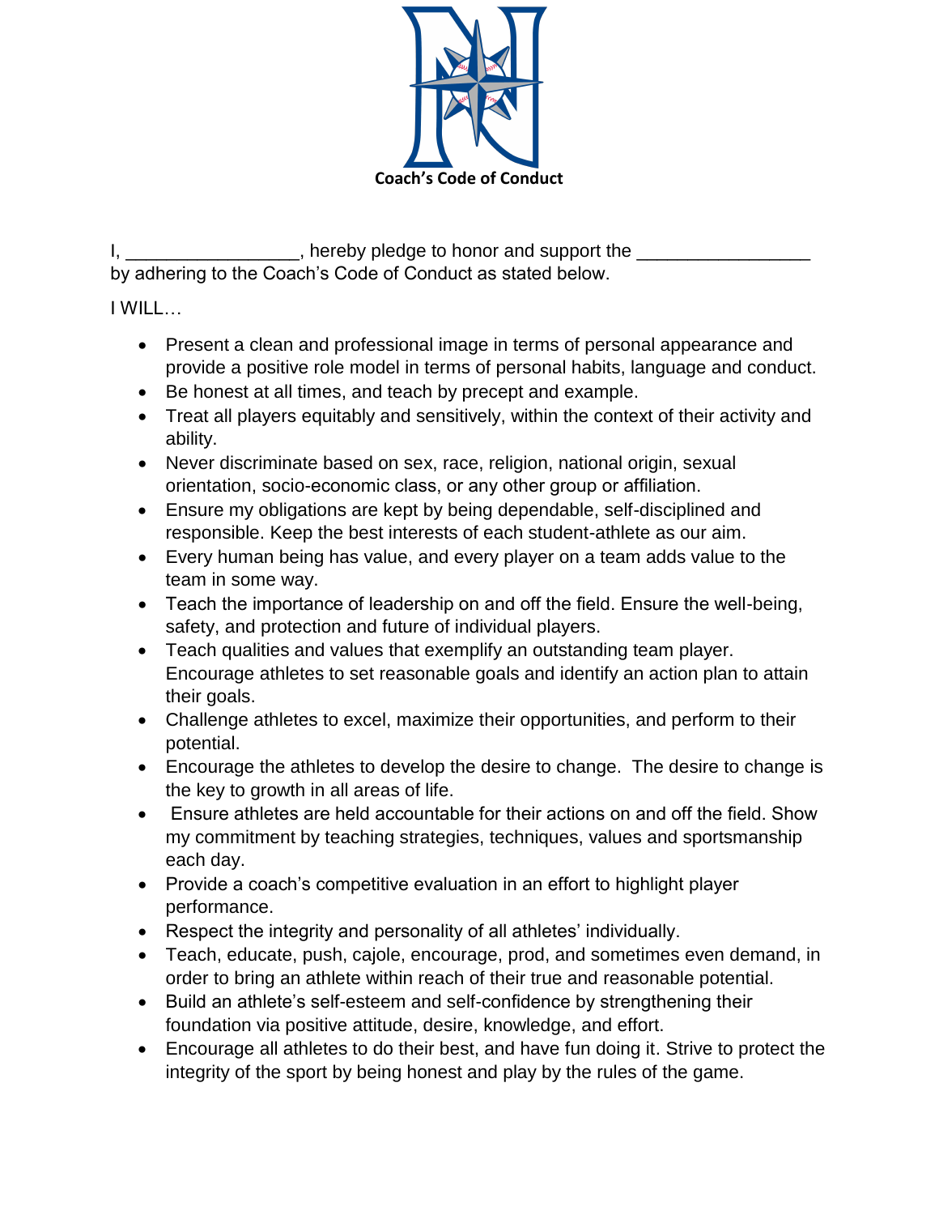# Coach's Code of Conduct

I, _________________, hereby pledge to honor and support the _________________ by adhering to the Coach's Code of Conduct as stated below.

I WILL…

- Present a clean and professional image in terms of personal appearance and provide a positive role model in terms of personal habits, language and conduct.
- Be honest at all times, and teach by precept and example.
- Treat all players equitably and sensitively, within the context of their activity and ability.
- Never discriminate based on sex, race, religion, national origin, sexual orientation, socio-economic class, or any other group or affiliation.
- Ensure my obligations are kept by being dependable, self-disciplined and responsible. Keep the best interests of each student-athlete as our aim.
- Every human being has value, and every player on a team adds value to the team in some way.
- Teach the importance of leadership on and off the field. Ensure the well-being, safety, and protection and future of individual players.
- Teach qualities and values that exemplify an outstanding team player. Encourage athletes to set reasonable goals and identify an action plan to attain their goals.
- Challenge athletes to excel, maximize their opportunities, and perform to their potential.
- Encourage the athletes to develop the desire to change. The desire to change is the key to growth in all areas of life.
- Ensure athletes are held accountable for their actions on and off the field. Show my commitment by teaching strategies, techniques, values and sportsmanship each day.
- Provide a coach's competitive evaluation in an effort to highlight player performance.
- Respect the integrity and personality of all athletes' individually.
- Teach, educate, push, cajole, encourage, prod, and sometimes even demand, in order to bring an athlete within reach of their true and reasonable potential.
- Build an athlete's self-esteem and self-confidence by strengthening their foundation via positive attitude, desire, knowledge, and effort.
- Encourage all athletes to do their best, and have fun doing it. Strive to protect the integrity of the sport by being honest and play by the rules of the game.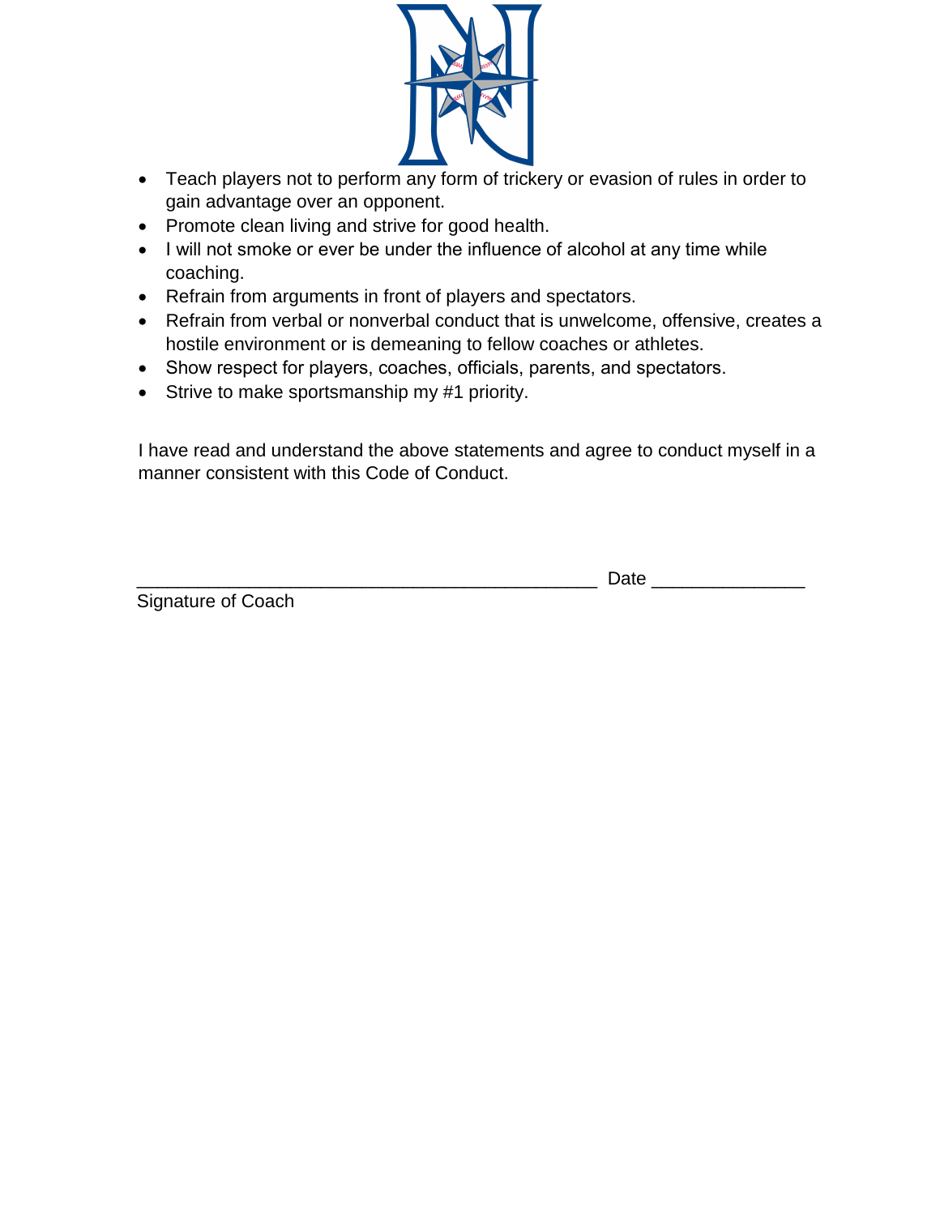- Teach players not to perform any form of trickery or evasion of rules in order to gain advantage over an opponent.
- Promote clean living and strive for good health.
- I will not smoke or ever be under the influence of alcohol at any time while coaching.
- Refrain from arguments in front of players and spectators.
- Refrain from verbal or nonverbal conduct that is unwelcome, offensive, creates a hostile environment or is demeaning to fellow coaches or athletes.
- Show respect for players, coaches, officials, parents, and spectators.
- Strive to make sportsmanship my #1 priority.

I have read and understand the above statements and agree to conduct myself in a manner consistent with this Code of Conduct.

_____________________________________________ Date ______________

Signature of Coach